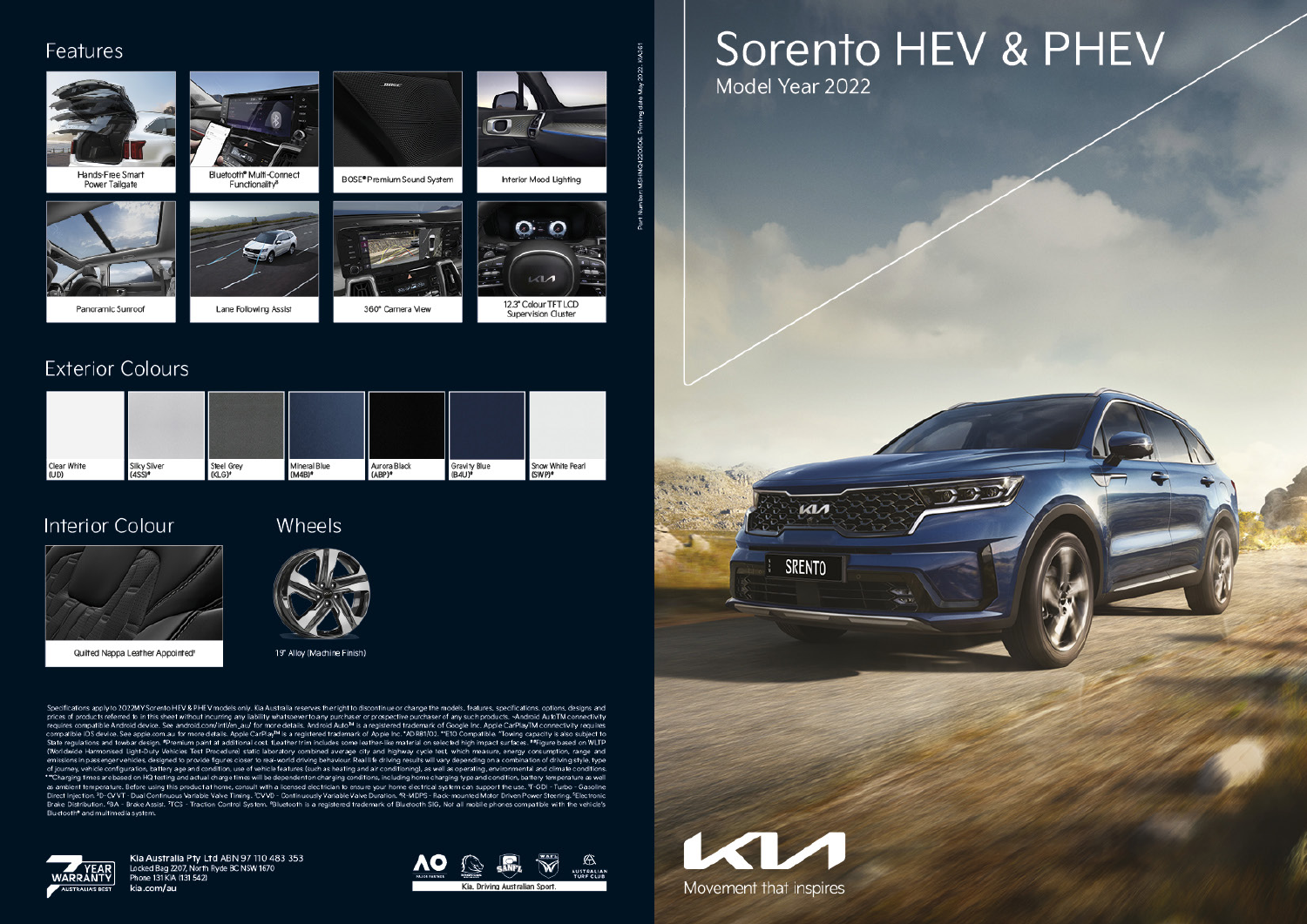# Sorento HEV & PHEV

Model Year 2022

Movement that inspires

## Features

- Hands-Free Smart Power Tailgate
- Bluetooth® Multi-Connect Functionality®
- BOSE® Premium Sound System
- Interior Mood Lighting
- Panoramic Sunroof
- Lane Following Assist
- 360° Camera View
- 12.3" Colour TFT LCD Supervision Cluster

## Exterior Colours

- Clear White (UD)
- Silky Silver (4SS)#
- Steel Grey (KLG)#
- Mineral Blue (M4B)#
- Aurora Black (ABP)#
- Gravity Blue (B4U)#
- Snow White Pearl (SWP)#

## Interior Colour

Quilted Nappa Leather Appointed‡

## Wheels

19" Alloy (Machine Finish)

Specifications apply to 2022MY Sorento HEV & PHEV models only. Kia Australia reserves the right to discontinue or change the models, features, specifications, options, designs and prices of products referred to in this sheet without incurring any liability whatsoever to any purchaser or prospective purchaser of any such products. ~Android AutoTM connectivity requires compatible Android device. See android.com/intl/en_au/ for more details. Android Auto™ is a registered trademark of Google Inc. Apple CarPlayTM connectivity requires compatible iOS device. See apple.com.au for more details. Apple CarPlay™ is a registered trademark of Apple Inc. *ADR81/02. **E10 Compatible. ^Towing capacity is also subject to State regulations and towbar design. #Premium paint at additional cost. ‡Leather trim includes some leather-like material on selected high impact surfaces. ##Figure based on WLTP (Worldwide Harmonised Light-Duty Vehicles Test Procedure) static laboratory combined average city and highway cycle test, which measure, energy consumption, range and emissions in passenger vehicles, designed to provide figures closer to real-world driving behaviour. Real life driving results will vary depending on a combination of driving style, type of journey, vehicle configuration, battery age and condition, use of vehicle features (such as heating and air conditioning), as well as operating, environmental and climate conditions. ^^Charging times are based on HQ testing and actual charge times will be dependent on charging conditions, including home charging type and condition, battery temperature as well as ambient temperature. Before using this product at home, consult with a licensed electrician to ensure your home electrical system can support the use. T-GDI - Turbo - Gasoline Direct Injection. D-CVVT - Dual Continuous Variable Valve Timing. CVVD - Continuously Variable Valve Duration. R-MDPS - Rack-mounted Motor Driven Power Steering. Electronic Brake Distribution. BA - Brake Assist. TCS - Traction Control System. Bluetooth is a registered trademark of Bluetooth SIG. Not all mobile phones compatible with the vehicle's Bluetooth® and multimedia system.

7 YEAR WARRANTY – AUSTRALIA'S BEST

**Kia Australia Pty Ltd** ABN 97 110 483 353
Locked Bag 2207, North Ryde BC NSW 1670
Phone 131 KIA (131 542)
kia.com/au

Kia. Driving Australian Sport.

Part Number: MSHMQ4220506. Printing date May 2022. KIA361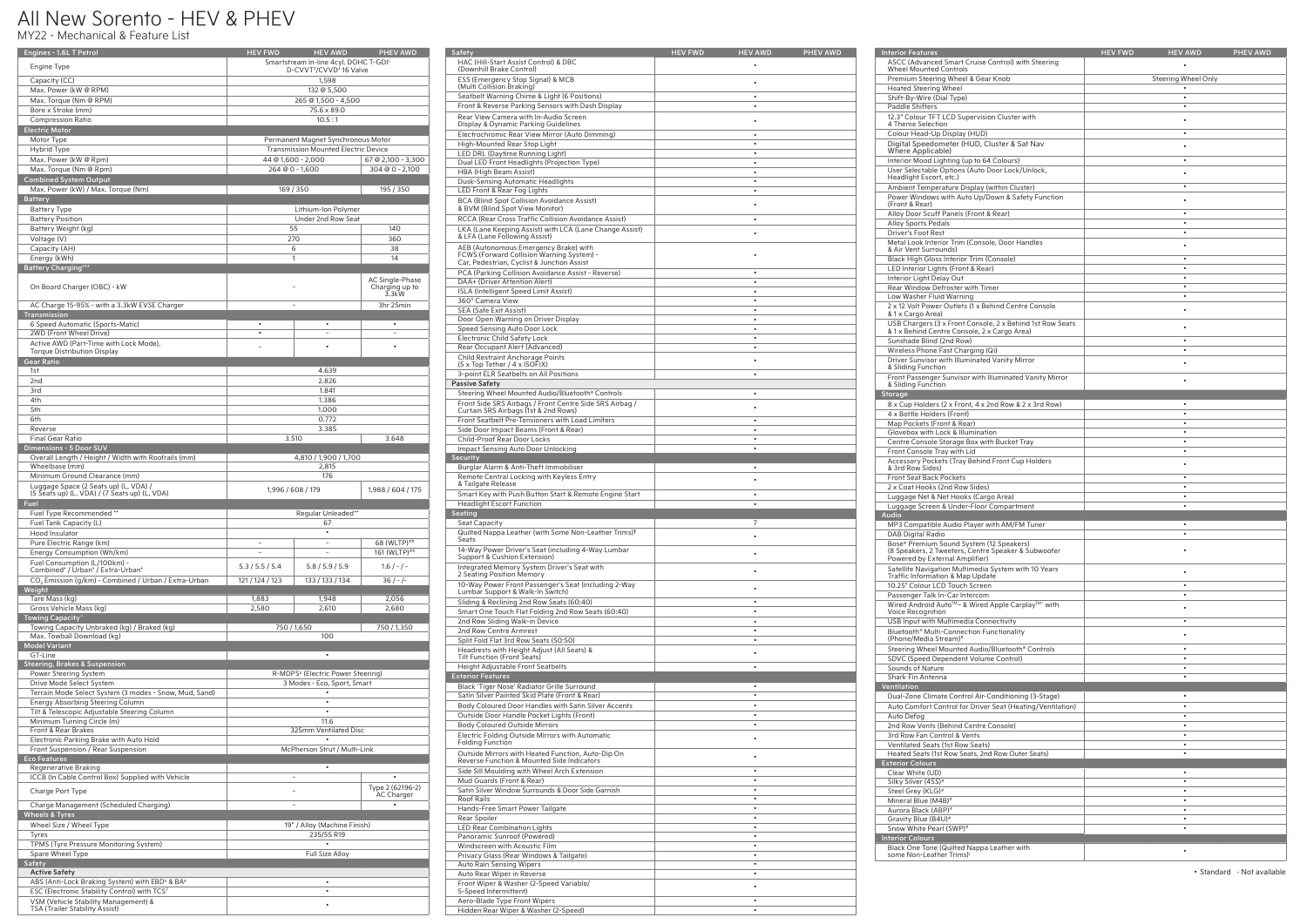# All New Sorento - HEV & PHEV

MY22 - Mechanical & Feature List

| Engines - 1.6L T Petrol | HEV FWD | HEV AWD | PHEV AWD |
|---|---|---|---|
| Engine Type | Smartstream In-line 4cyl. DOHC T-GDI[1] D-CVVT[2]/CVVD[3] 16 Valve | | |
| Capacity (CC) | 1,598 | | |
| Max. Power (kW @ RPM) | 132 @ 5,500 | | |
| Max. Torque (Nm @ RPM) | 265 @ 1,500 - 4,500 | | |
| Bore x Stroke (mm) | 75.6 x 89.0 | | |
| Compression Ratio | 10.5 : 1 | | |
| **Electric Motor** | | | |
| Motor Type | Permanent Magnet Synchronous Motor | | |
| Hybrid Type | Transmission Mounted Electric Device | | |
| Max. Power (kW @ Rpm) | 44 @ 1,600 - 2,000 | | 67 @ 2,100 - 3,300 |
| Max. Torque (Nm @ Rpm) | 264 @ 0 - 1,600 | | 304 @ 0 - 2,100 |
| **Combined System Output** | | | |
| Max. Power (kW) / Max. Torque (Nm) | 169 / 350 | | 195 / 350 |
| **Battery** | | | |
| Battery Type | Lithium-Ion Polymer | | |
| Battery Position | Under 2nd Row Seat | | |
| Battery Weight (kg) | 55 | | 140 |
| Voltage (V) | 270 | | 360 |
| Capacity (AH) | 6 | | 38 |
| Energy (kWh) | 1 | | 14 |
| **Battery Charging*** ** | | | |
| On Board Charger (OBC) - kW | – | | AC Single-Phase Charging up to 3.3kW |
| AC Charge 15-95% - with a 3.3kW EVSE Charger | – | | 3hr 25min |
| **Transmission** | | | |
| 6 Speed Automatic (Sports-Matic) | • | • | • |
| 2WD (Front Wheel Drive) | • | – | – |
| Active AWD (Part-Time with Lock Mode), Torque Distribution Display | – | • | • |
| **Gear Ratio** | | | |
| 1st | 4.639 | | |
| 2nd | 2.826 | | |
| 3rd | 1.841 | | |
| 4th | 1.386 | | |
| 5th | 1.000 | | |
| 6th | 0.772 | | |
| Reverse | 3.385 | | |
| Final Gear Ratio | 3.510 | | 3.648 |
| **Dimensions - 5 Door SUV** | | | |
| Overall Length / Height / Width with Roofrails (mm) | 4,810 / 1,900 / 1,700 | | |
| Wheelbase (mm) | 2,815 | | |
| Minimum Ground Clearance (mm) | 176 | | |
| Luggage Space (2 Seats up) (L, VDA) / (5 Seats up) (L, VDA) / (7 Seats up) (L, VDA) | 1,996 / 608 / 179 | | 1,988 / 604 / 175 |
| **Fuel** | | | |
| Fuel Type Recommended ** | Regular Unleaded** | | |
| Fuel Tank Capacity (L) | 67 | | |
| Hood Insulator | • | | |
| Pure Electric Range (km) | – | – | 68 (WLTP)## |
| Energy Consumption (Wh/km) | – | – | 161 (WLTP)## |
| Fuel Consumption (L/100km) - Combined^ / Urban^ / Extra-Urban^ | 5.3 / 5.5 / 5.4 | 5.8 / 5.9 / 5.9 | 1.6 / - / - |
| $CO_2$ Emission (g/km) - Combined / Urban / Extra-Urban | 121 / 124 / 123 | 133 / 133 / 134 | 36 / - / - |
| **Weight** | | | |
| Tare Mass (kg) | 1,883 | 1,948 | 2,056 |
| Gross Vehicle Mass (kg) | 2,580 | 2,610 | 2,680 |
| **Towing Capacity^** | | | |
| Towing Capacity Unbraked (kg) / Braked (kg) | 750 / 1,650 | | 750 / 1,350 |
| Max. Towball Download (kg) | 100 | | |
| **Model Variant** | | | |
| GT-Line | • | | |
| **Steering, Brakes & Suspension** | | | |
| Power Steering System | R-MDPS[4] (Electric Power Steering) | | |
| Drive Mode Select System | 3 Modes - Eco, Sport, Smart | | |
| Terrain Mode Select System (3 modes - Snow, Mud, Sand) | • | | |
| Energy Absorbing Steering Column | • | | |
| Tilt & Telescopic Adjustable Steering Column | • | | |
| Minimum Turning Circle (m) | 11.6 | | |
| Front & Rear Brakes | 325mm Ventilated Disc | | |
| Electronic Parking Brake with Auto Hold | • | | |
| Front Suspension / Rear Suspension | McPherson Strut / Multi-Link | | |
| **Eco Features** | | | |
| Regenerative Braking | • | | |
| ICCB (In Cable Control Box) Supplied with Vehicle | – | | • |
| Charge Port Type | – | | Type 2 (62196-2) AC Charger |
| Charge Management (Scheduled Charging) | – | | • |
| **Wheels & Tyres** | | | |
| Wheel Size / Wheel Type | 19" / Alloy (Machine Finish) | | |
| Tyres | 235/55 R19 | | |
| TPMS (Tyre Pressure Monitoring System) | • | | |
| Spare Wheel Type | Full Size Alloy | | |

| Safety | HEV FWD | HEV AWD | PHEV AWD |
|---|---|---|---|
| **Active Safety** | | | |
| ABS (Anti-Lock Braking System) with EBD[5] & BA[6] | • | | |
| ESC (Electronic Stability Control) with TCS[7] | • | | |
| VSM (Vehicle Stability Management) & TSA (Trailer Stability Assist) | • | | |
| HAC (Hill-Start Assist Control) & DBC (Downhill Brake Control) | • | | |
| ESS (Emergency Stop Signal) & MCB (Multi Collision Braking) | • | | |
| Seatbelt Warning Chime & Light (6 Positions) | • | | |
| Front & Reverse Parking Sensors with Dash Display | • | | |
| Rear View Camera with In-Audio Screen Display & Dynamic Parking Guidelines | • | | |
| Electrochromic Rear View Mirror (Auto Dimming) | • | | |
| High-Mounted Rear Stop Light | • | | |
| LED DRL (Daytime Running Light) | • | | |
| Dual LED Front Headlights (Projection Type) | • | | |
| HBA (High Beam Assist) | • | | |
| Dusk-Sensing Automatic Headlights | • | | |
| LED Front & Rear Fog Lights | • | | |
| BCA (Blind Spot Collision Avoidance Assist) & BVM (Blind Spot View Monitor) | • | | |
| RCCA (Rear Cross Traffic Collision Avoidance Assist) | • | | |
| LKA (Lane Keeping Assist) with LCA (Lane Change Assist) & LFA (Lane Following Assist) | • | | |
| AEB (Autonomous Emergency Brake) with FCWS (Forward Collision Warning System) - Car, Pedestrian, Cyclist & Junction Assist | • | | |
| PCA (Parking Collision Avoidance Assist - Reverse) | • | | |
| DAA+ (Driver Attention Alert) | • | | |
| ISLA (Intelligent Speed Limit Assist) | • | | |
| 360° Camera View | • | | |
| SEA (Safe Exit Assist) | • | | |
| Door Open Warning on Driver Display | • | | |
| Speed Sensing Auto Door Lock | • | | |
| Electronic Child Safety Lock | • | | |
| Rear Occupant Alert (Advanced) | • | | |
| Child Restraint Anchorage Points (5 x Top Tether / 4 x ISOFIX) | • | | |
| 3-point ELR Seatbelts on All Positions | • | | |
| **Passive Safety** | | | |
| Steering Wheel Mounted Audio/Bluetooth® Controls | • | | |
| Front Side SRS Airbags / Front Centre Side SRS Airbag / Curtain SRS Airbags (1st & 2nd Rows) | • | | |
| Front Seatbelt Pre-Tensioners with Load Limiters | • | | |
| Side Door Impact Beams (Front & Rear) | • | | |
| Child-Proof Rear Door Locks | • | | |
| Impact Sensing Auto Door Unlocking | • | | |
| **Security** | | | |
| Burglar Alarm & Anti-Theft Immobiliser | • | | |
| Remote Central Locking with Keyless Entry & Tailgate Release | • | | |
| Smart Key with Push Button Start & Remote Engine Start | • | | |
| Headlight Escort Function | • | | |
| **Seating** | | | |
| Seat Capacity | 7 | | |
| Quilted Nappa Leather (with Some Non-Leather Trims)† Seats | • | | |
| 14-Way Power Driver's Seat (including 4-Way Lumbar Support & Cushion Extension) | • | | |
| Integrated Memory System Driver's Seat with 2 Seating Position Memory | • | | |
| 10-Way Power Front Passenger's Seat (including 2-Way Lumbar Support & Walk-In Switch) | • | | |
| Sliding & Reclining 2nd Row Seats (60:40) | • | | |
| Smart One Touch Flat Folding 2nd Row Seats (60:40) | • | | |
| 2nd Row Sliding Walk-in Device | • | | |
| 2nd Row Centre Armrest | • | | |
| Split Fold Flat 3rd Row Seats (50:50) | • | | |
| Headrests with Height Adjust (All Seats) & Tilt Function (Front Seats) | • | | |
| Height Adjustable Front Seatbelts | • | | |
| **Exterior Features** | | | |
| Black 'Tiger Nose' Radiator Grille Surround | • | | |
| Satin Silver Painted Skid Plate (Front & Rear) | • | | |
| Body Coloured Door Handles with Satin Silver Accents | • | | |
| Outside Door Handle Pocket Lights (Front) | • | | |
| Body Coloured Outside Mirrors | • | | |
| Electric Folding Outside Mirrors with Automatic Folding Function | • | | |
| Outside Mirrors with Heated Function, Auto-Dip On Reverse Function & Mounted Side Indicators | • | | |
| Side Sill Moulding with Wheel Arch Extension | • | | |
| Mud Guards (Front & Rear) | • | | |
| Satin Silver Window Surrounds & Door Side Garnish | • | | |
| Roof Rails | • | | |
| Hands-Free Smart Power Tailgate | • | | |
| Rear Spoiler | • | | |
| LED Rear Combination Lights | • | | |
| Panoramic Sunroof (Powered) | • | | |
| Windscreen with Acoustic Film | • | | |
| Privacy Glass (Rear Windows & Tailgate) | • | | |
| Auto Rain Sensing Wipers | • | | |
| Auto Rear Wiper in Reverse | • | | |
| Front Wiper & Washer (2-Speed Variable/ 5-Speed Intermittent) | • | | |
| Aero-Blade Type Front Wipers | • | | |
| Hidden Rear Wiper & Washer (2-Speed) | • | | |

| Interior Features | HEV FWD | HEV AWD | PHEV AWD |
|---|---|---|---|
| ASCC (Advanced Smart Cruise Control) with Steering Wheel Mounted Controls | • | | |
| Premium Steering Wheel & Gear Knob | Steering Wheel Only | | |
| Heated Steering Wheel | • | | |
| Shift-By-Wire (Dial Type) | • | | |
| Paddle Shifters | • | | |
| 12.3" Colour TFT LCD Supervision Cluster with 4 Theme Selection | • | | |
| Colour Head-Up Display (HUD) | • | | |
| Digital Speedometer (HUD, Cluster & Sat Nav Where Applicable) | • | | |
| Interior Mood Lighting (up to 64 Colours) | • | | |
| User Selectable Options (Auto Door Lock/Unlock, Headlight Escort, etc.) | • | | |
| Ambient Temperature Display (within Cluster) | • | | |
| Power Windows with Auto Up/Down & Safety Function (Front & Rear) | • | | |
| Alloy Door Scuff Panels (Front & Rear) | • | | |
| Alloy Sports Pedals | • | | |
| Driver's Foot Rest | • | | |
| Metal Look Interior Trim (Console, Door Handles & Air Vent Surrounds) | • | | |
| Black High Gloss Interior Trim (Console) | • | | |
| LED Interior Lights (Front & Rear) | • | | |
| Interior Light Delay Out | • | | |
| Rear Window Defroster with Timer | • | | |
| Low Washer Fluid Warning | • | | |
| 2 x 12 Volt Power Outlets (1 x Behind Centre Console & 1 x Cargo Area) | • | | |
| USB Chargers (3 x Front Console, 2 x Behind 1st Row Seats & 1 x Behind Centre Console, 2 x Cargo Area) | • | | |
| Sunshade Blind (2nd Row) | • | | |
| Wireless Phone Fast Charging (Qi) | • | | |
| Driver Sunvisor with Illuminated Vanity Mirror & Sliding Function | • | | |
| Front Passenger Sunvisor with Illuminated Vanity Mirror & Sliding Function | • | | |
| **Storage** | | | |
| 8 x Cup Holders (2 x Front, 4 x 2nd Row & 2 x 3rd Row) | • | | |
| 4 x Bottle Holders (Front) | • | | |
| Map Pockets (Front & Rear) | • | | |
| Glovebox with Lock & Illumination | • | | |
| Centre Console Storage Box with Bucket Tray | • | | |
| Front Console Tray with Lid | • | | |
| Accessory Pockets (Tray Behind Front Cup Holders & 3rd Row Sides) | • | | |
| Front Seat Back Pockets | • | | |
| 2 x Coat Hooks (2nd Row Sides) | • | | |
| Luggage Net & Net Hooks (Cargo Area) | • | | |
| Luggage Screen & Under-Floor Compartment | • | | |
| **Audio** | | | |
| MP3 Compatible Audio Player with AM/FM Tuner | • | | |
| DAB Digital Radio | • | | |
| Bose® Premium Sound System (12 Speakers) (8 Speakers, 2 Tweeters, Centre Speaker & Subwoofer Powered by External Amplifier) | • | | |
| Satellite Navigation Multimedia System with 10 Years Traffic Information & Map Update | • | | |
| 10.25" Colour LCD Touch Screen | • | | |
| Passenger Talk In-Car Intercom | • | | |
| Wired Android Auto™~ & Wired Apple Carplay™~ with Voice Recognition | • | | |
| USB Input with Multimedia Connectivity | • | | |
| Bluetooth® Multi-Connection Functionality (Phone/Media Stream)‡ | • | | |
| Steering Wheel Mounted Audio/Bluetooth® Controls | • | | |
| SDVC (Speed Dependent Volume Control) | • | | |
| Sounds of Nature | • | | |
| Shark Fin Antenna | • | | |
| **Ventilation** | | | |
| Dual-Zone Climate Control Air-Conditioning (3-Stage) | • | | |
| Auto Comfort Control for Driver Seat (Heating/Ventilation) | • | | |
| Auto Defog | • | | |
| 2nd Row Vents (Behind Centre Console) | • | | |
| 3rd Row Fan Control & Vents | • | | |
| Ventilated Seats (1st Row Seats) | • | | |
| Heated Seats (1st Row Seats, 2nd Row Outer Seats) | • | | |
| **Exterior Colours** | | | |
| Clear White (UD) | • | | |
| Silky Silver (4SS)# | • | | |
| Steel Grey (KLG)# | • | | |
| Mineral Blue (M4B)# | • | | |
| Aurora Black (ABP)# | • | | |
| Gravity Blue (B4U)# | • | | |
| Snow White Pearl (SWP)# | • | | |
| **Interior Colours** | | | |
| Black One Tone (Quilted Nappa Leather with some Non-Leather Trims)† | • | | |

• Standard - Not available